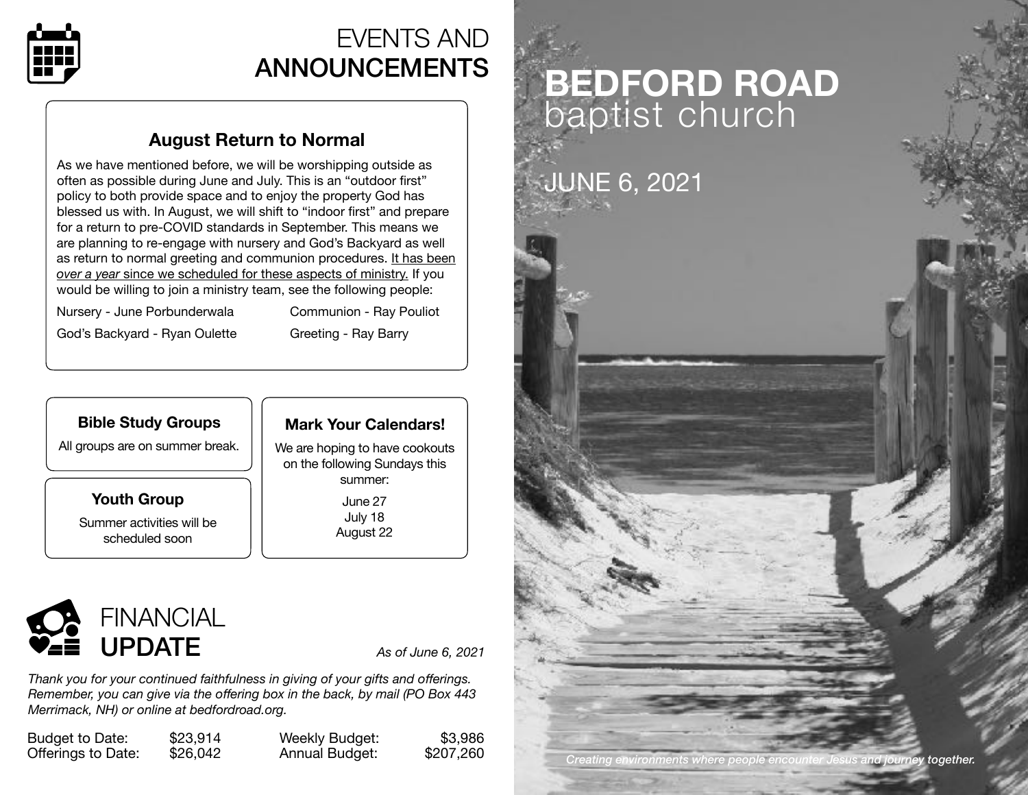# EVENTS AND **ANNOUNCEMENTS**

### August Return to Normal

As we have mentioned before, we will be worshipping outside as often as possible during June and July. This is an "outdoor first" policy to both provide space and to enjoy the property God has blessed us with. In August, we will shift to "indoor first" and prepare for a return to pre-COVID standards in September. This means we are planning to re-engage with nursery and God's Backyard as well as return to normal greeting and communion procedures. <u>It has been *over a year* since we scheduled for these aspects of ministry.</u> If you would be willing to join a ministry team, see the following people:

Nursery - June Porbunderwala

God's Backyard - Ryan Oulette

Communion - Ray Pouliot

Greeting - Ray Barry

### Bible Study Groups

All groups are on summer break.

### Youth Group

Summer activities will be scheduled soon

### Mark Your Calendars!

We are hoping to have cookouts on the following Sundays this summer:

June 27
July 18
August 22

# FINANCIAL **UPDATE**

*As of June 6, 2021*

*Thank you for your continued faithfulness in giving of your gifts and offerings. Remember, you can give via the offering box in the back, by mail (PO Box 443 Merrimack, NH) or online at bedfordroad.org.*

| | | | |
|---|---|---|---|
| Budget to Date: | $23,914 | Weekly Budget: | $3,986 |
| Offerings to Date: | $26,042 | Annual Budget: | $207,260 |

# BEDFORD ROAD baptist church

## JUNE 6, 2021

*Creating environments where people encounter Jesus and journey together.*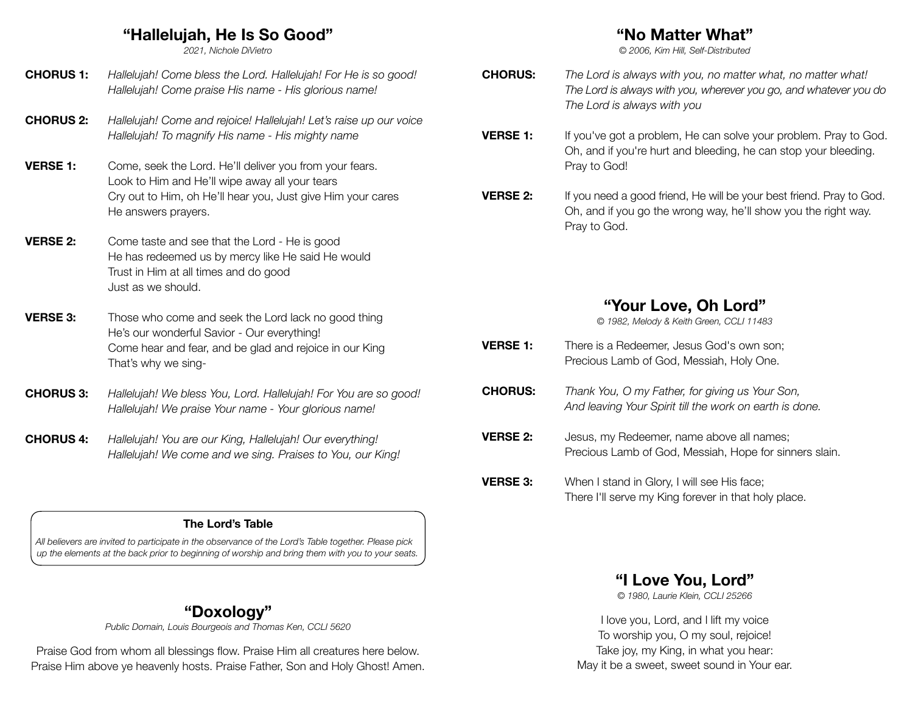## "Hallelujah, He Is So Good"

*2021, Nichole DiVietro*

**CHORUS 1:** *Hallelujah! Come bless the Lord. Hallelujah! For He is so good!*
*Hallelujah! Come praise His name - His glorious name!*

**CHORUS 2:** *Hallelujah! Come and rejoice! Hallelujah! Let's raise up our voice*
*Hallelujah! To magnify His name - His mighty name*

**VERSE 1:** Come, seek the Lord. He'll deliver you from your fears.
Look to Him and He'll wipe away all your tears
Cry out to Him, oh He'll hear you, Just give Him your cares
He answers prayers.

**VERSE 2:** Come taste and see that the Lord - He is good
He has redeemed us by mercy like He said He would
Trust in Him at all times and do good
Just as we should.

**VERSE 3:** Those who come and seek the Lord lack no good thing
He's our wonderful Savior - Our everything!
Come hear and fear, and be glad and rejoice in our King
That's why we sing-

**CHORUS 3:** *Hallelujah! We bless You, Lord. Hallelujah! For You are so good!*
*Hallelujah! We praise Your name - Your glorious name!*

**CHORUS 4:** *Hallelujah! You are our King, Hallelujah! Our everything!*
*Hallelujah! We come and we sing. Praises to You, our King!*

**The Lord's Table**

*All believers are invited to participate in the observance of the Lord's Table together. Please pick up the elements at the back prior to beginning of worship and bring them with you to your seats.*

## "Doxology"

*Public Domain, Louis Bourgeois and Thomas Ken, CCLI 5620*

Praise God from whom all blessings flow. Praise Him all creatures here below.
Praise Him above ye heavenly hosts. Praise Father, Son and Holy Ghost! Amen.

## "No Matter What"

*© 2006, Kim Hill, Self-Distributed*

**CHORUS:** *The Lord is always with you, no matter what, no matter what!*
*The Lord is always with you, wherever you go, and whatever you do*
*The Lord is always with you*

**VERSE 1:** If you've got a problem, He can solve your problem. Pray to God.
Oh, and if you're hurt and bleeding, he can stop your bleeding.
Pray to God!

**VERSE 2:** If you need a good friend, He will be your best friend. Pray to God.
Oh, and if you go the wrong way, he'll show you the right way.
Pray to God.

## "Your Love, Oh Lord"

*© 1982, Melody & Keith Green, CCLI 11483*

**VERSE 1:** There is a Redeemer, Jesus God's own son;
Precious Lamb of God, Messiah, Holy One.

**CHORUS:** *Thank You, O my Father, for giving us Your Son,*
*And leaving Your Spirit till the work on earth is done.*

**VERSE 2:** Jesus, my Redeemer, name above all names;
Precious Lamb of God, Messiah, Hope for sinners slain.

**VERSE 3:** When I stand in Glory, I will see His face;
There I'll serve my King forever in that holy place.

## "I Love You, Lord"

*© 1980, Laurie Klein, CCLI 25266*

I love you, Lord, and I lift my voice
To worship you, O my soul, rejoice!
Take joy, my King, in what you hear:
May it be a sweet, sweet sound in Your ear.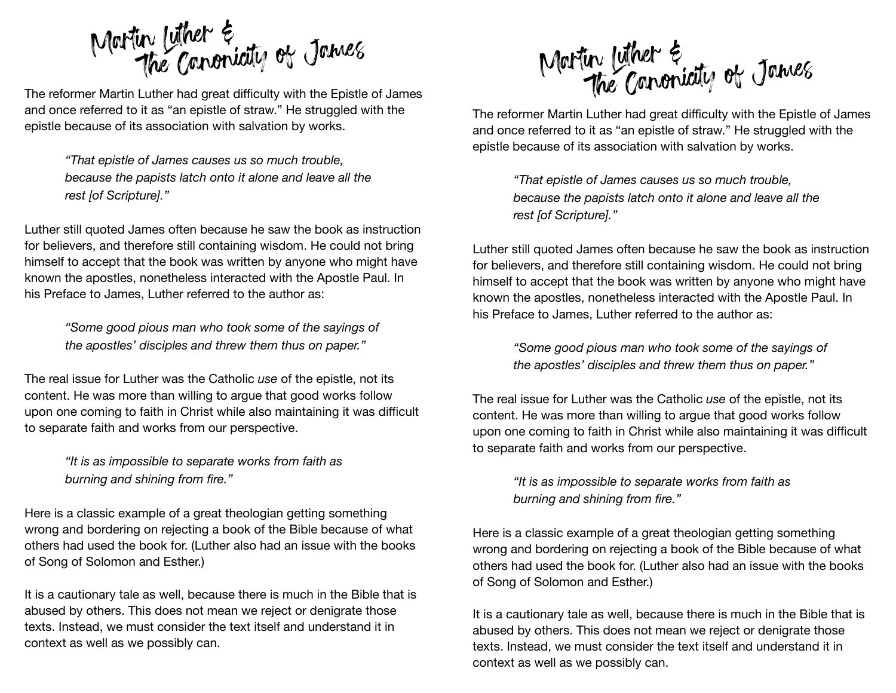# Martin Luther & The Canonicity of James

The reformer Martin Luther had great difficulty with the Epistle of James and once referred to it as "an epistle of straw." He struggled with the epistle because of its association with salvation by works.

> *"That epistle of James causes us so much trouble, because the papists latch onto it alone and leave all the rest [of Scripture]."*

Luther still quoted James often because he saw the book as instruction for believers, and therefore still containing wisdom. He could not bring himself to accept that the book was written by anyone who might have known the apostles, nonetheless interacted with the Apostle Paul. In his Preface to James, Luther referred to the author as:

> *"Some good pious man who took some of the sayings of the apostles' disciples and threw them thus on paper."*

The real issue for Luther was the Catholic *use* of the epistle, not its content. He was more than willing to argue that good works follow upon one coming to faith in Christ while also maintaining it was difficult to separate faith and works from our perspective.

> *"It is as impossible to separate works from faith as burning and shining from fire."*

Here is a classic example of a great theologian getting something wrong and bordering on rejecting a book of the Bible because of what others had used the book for. (Luther also had an issue with the books of Song of Solomon and Esther.)

It is a cautionary tale as well, because there is much in the Bible that is abused by others. This does not mean we reject or denigrate those texts. Instead, we must consider the text itself and understand it in context as well as we possibly can.

# Martin Luther & The Canonicity of James

The reformer Martin Luther had great difficulty with the Epistle of James and once referred to it as "an epistle of straw." He struggled with the epistle because of its association with salvation by works.

> *"That epistle of James causes us so much trouble, because the papists latch onto it alone and leave all the rest [of Scripture]."*

Luther still quoted James often because he saw the book as instruction for believers, and therefore still containing wisdom. He could not bring himself to accept that the book was written by anyone who might have known the apostles, nonetheless interacted with the Apostle Paul. In his Preface to James, Luther referred to the author as:

> *"Some good pious man who took some of the sayings of the apostles' disciples and threw them thus on paper."*

The real issue for Luther was the Catholic *use* of the epistle, not its content. He was more than willing to argue that good works follow upon one coming to faith in Christ while also maintaining it was difficult to separate faith and works from our perspective.

> *"It is as impossible to separate works from faith as burning and shining from fire."*

Here is a classic example of a great theologian getting something wrong and bordering on rejecting a book of the Bible because of what others had used the book for. (Luther also had an issue with the books of Song of Solomon and Esther.)

It is a cautionary tale as well, because there is much in the Bible that is abused by others. This does not mean we reject or denigrate those texts. Instead, we must consider the text itself and understand it in context as well as we possibly can.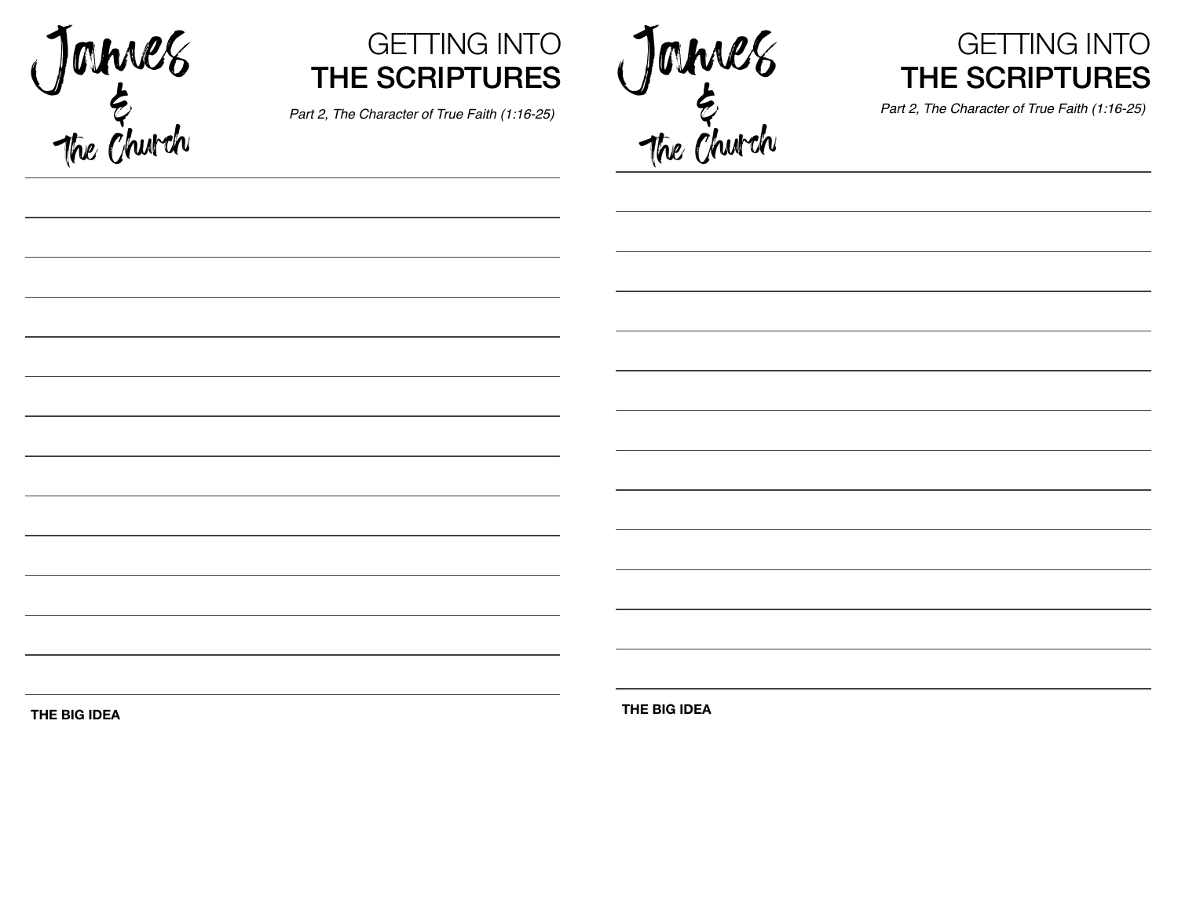James & The Church

# GETTING INTO **THE SCRIPTURES**

*Part 2, The Character of True Faith (1:16-25)*

**THE BIG IDEA**

James & The Church

# GETTING INTO **THE SCRIPTURES**

*Part 2, The Character of True Faith (1:16-25)*

**THE BIG IDEA**